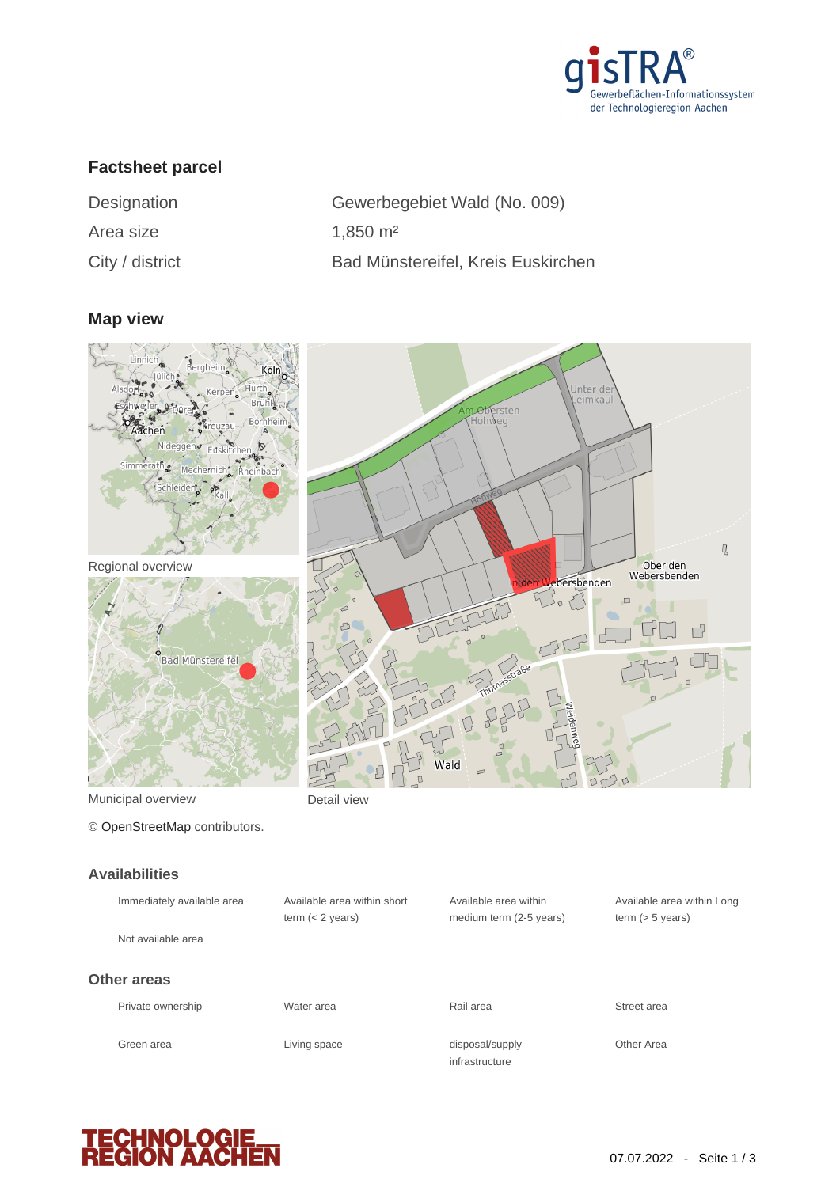# Factsheet parcel

| | |
|---|---|
| Designation | Gewerbegebiet Wald (No. 009) |
| Area size | 1,850 m² |
| City / district | Bad Münstereifel, Kreis Euskirchen |

## Map view

Regional overview

Municipal overview

Detail view

© OpenStreetMap contributors.

## Availabilities

| | | | |
|---|---|---|---|
| Immediately available area | Available area within short term (< 2 years) | Available area within medium term (2-5 years) | Available area within Long term (> 5 years) |
| Not available area | | | |

## Other areas

| | | | |
|---|---|---|---|
| Private ownership | Water area | Rail area | Street area |
| Green area | Living space | disposal/supply infrastructure | Other Area |

07.07.2022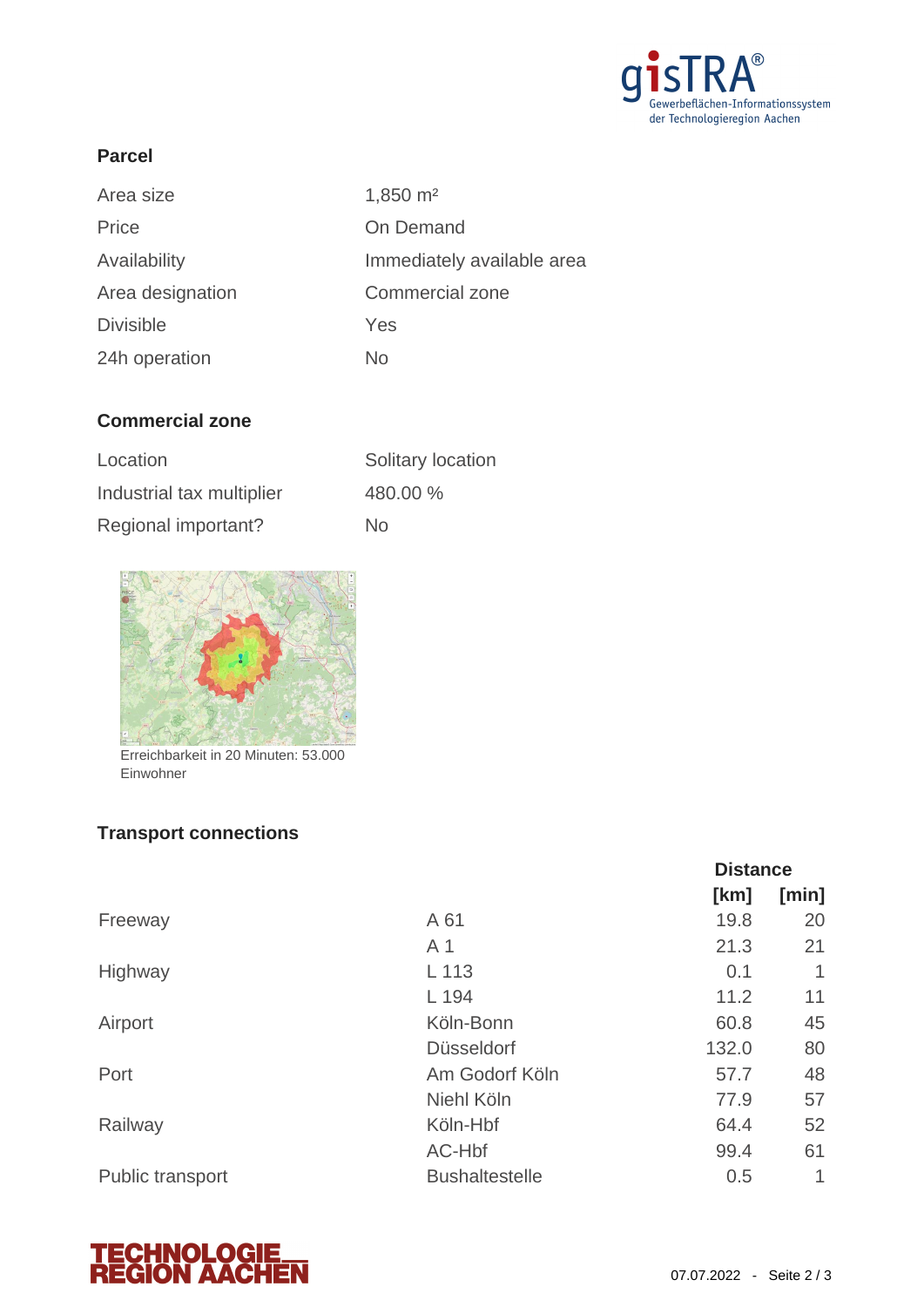## Parcel

| | |
|---|---|
| Area size | 1,850 m² |
| Price | On Demand |
| Availability | Immediately available area |
| Area designation | Commercial zone |
| Divisible | Yes |
| 24h operation | No |

## Commercial zone

| | |
|---|---|
| Location | Solitary location |
| Industrial tax multiplier | 480.00 % |
| Regional important? | No |

Erreichbarkeit in 20 Minuten: 53.000 Einwohner

## Transport connections

| | | Distance | |
|---|---|---|---|
| | | [km] | [min] |
| Freeway | A 61 | 19.8 | 20 |
| | A 1 | 21.3 | 21 |
| Highway | L 113 | 0.1 | 1 |
| | L 194 | 11.2 | 11 |
| Airport | Köln-Bonn | 60.8 | 45 |
| | Düsseldorf | 132.0 | 80 |
| Port | Am Godorf Köln | 57.7 | 48 |
| | Niehl Köln | 77.9 | 57 |
| Railway | Köln-Hbf | 64.4 | 52 |
| | AC-Hbf | 99.4 | 61 |
| Public transport | Bushaltestelle | 0.5 | 1 |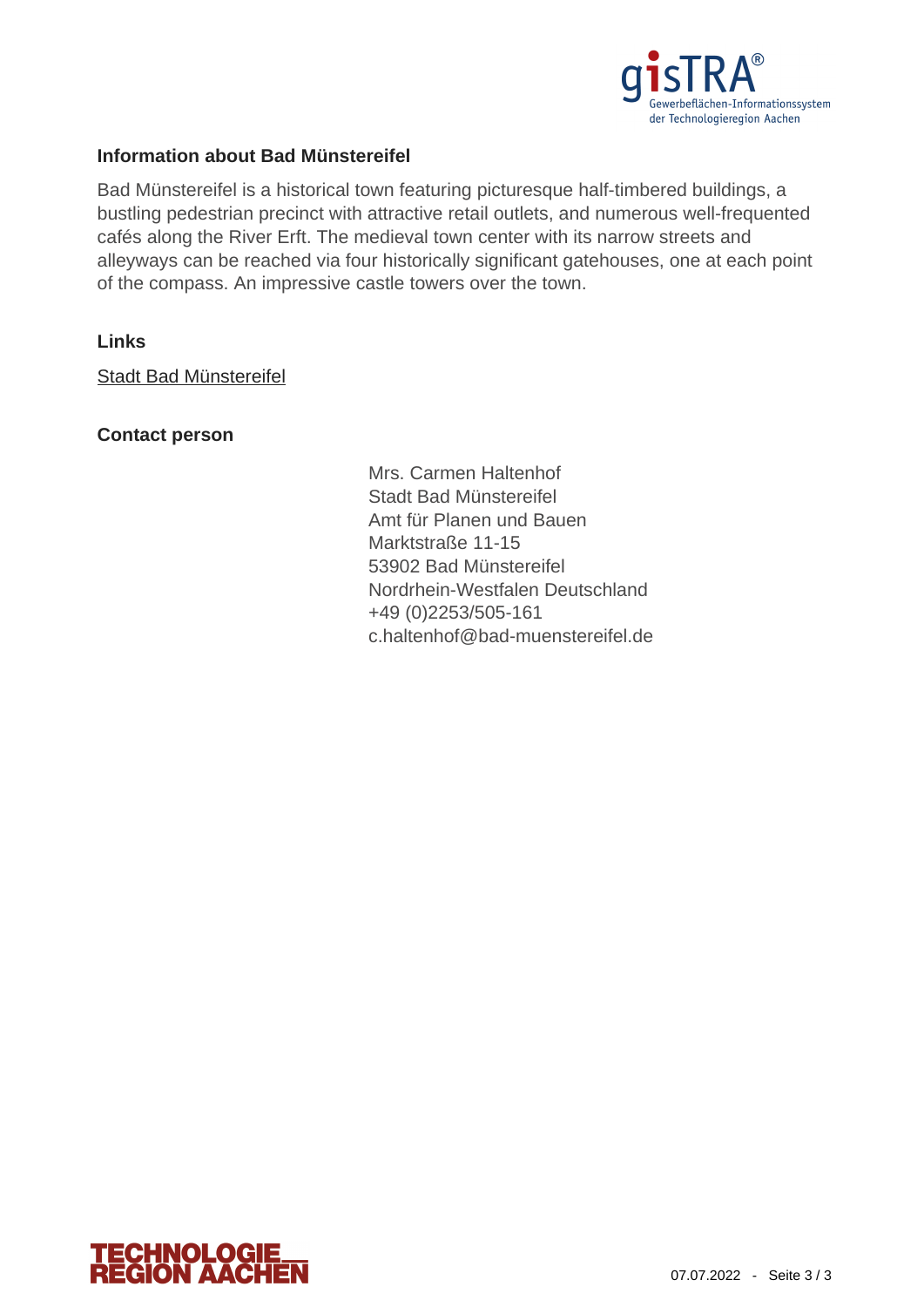### Information about Bad Münstereifel

Bad Münstereifel is a historical town featuring picturesque half-timbered buildings, a bustling pedestrian precinct with attractive retail outlets, and numerous well-frequented cafés along the River Erft. The medieval town center with its narrow streets and alleyways can be reached via four historically significant gatehouses, one at each point of the compass. An impressive castle towers over the town.

### Links

Stadt Bad Münstereifel

### Contact person

Mrs. Carmen Haltenhof
Stadt Bad Münstereifel
Amt für Planen und Bauen
Marktstraße 11-15
53902 Bad Münstereifel
Nordrhein-Westfalen Deutschland
+49 (0)2253/505-161
c.haltenhof@bad-muenstereifel.de